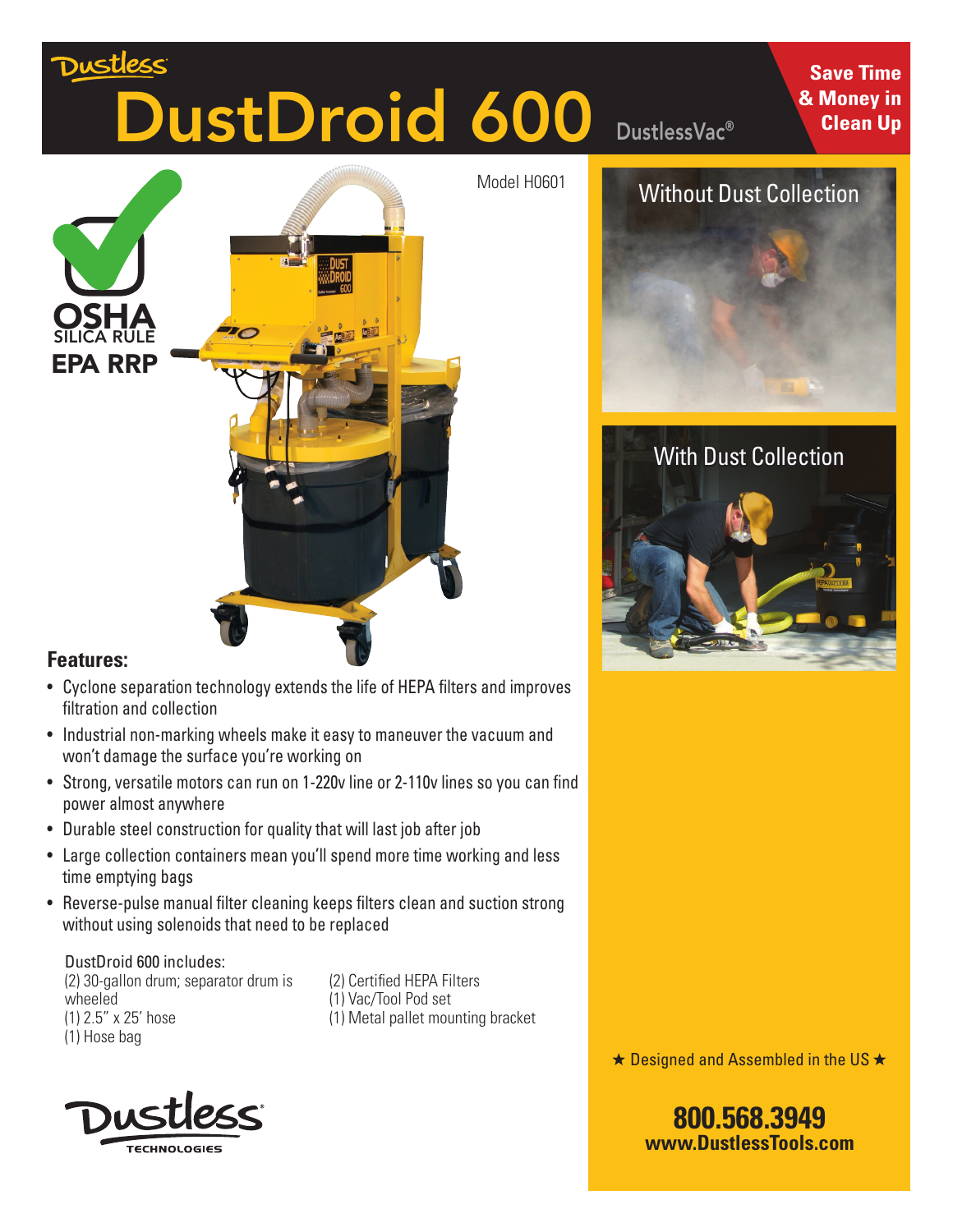Dustless

# DustDroid 600

DustlessVac®

**Save Time & Money in Clean Up**

Model H0601

OSHA SILICA RULE

EPA RRP

Without Dust Collection

With Dust Collection

## Features:

- Cyclone separation technology extends the life of HEPA filters and improves filtration and collection
- Industrial non-marking wheels make it easy to maneuver the vacuum and won't damage the surface you're working on
- Strong, versatile motors can run on 1-220v line or 2-110v lines so you can find power almost anywhere
- Durable steel construction for quality that will last job after job
- Large collection containers mean you'll spend more time working and less time emptying bags
- Reverse-pulse manual filter cleaning keeps filters clean and suction strong without using solenoids that need to be replaced

DustDroid 600 includes:

(2) 30-gallon drum; separator drum is wheeled
(1) 2.5" x 25' hose
(1) Hose bag
(2) Certified HEPA Filters
(1) Vac/Tool Pod set
(1) Metal pallet mounting bracket

★ Designed and Assembled in the US ★

Dustless TECHNOLOGIES

**800.568.3949**
**www.DustlessTools.com**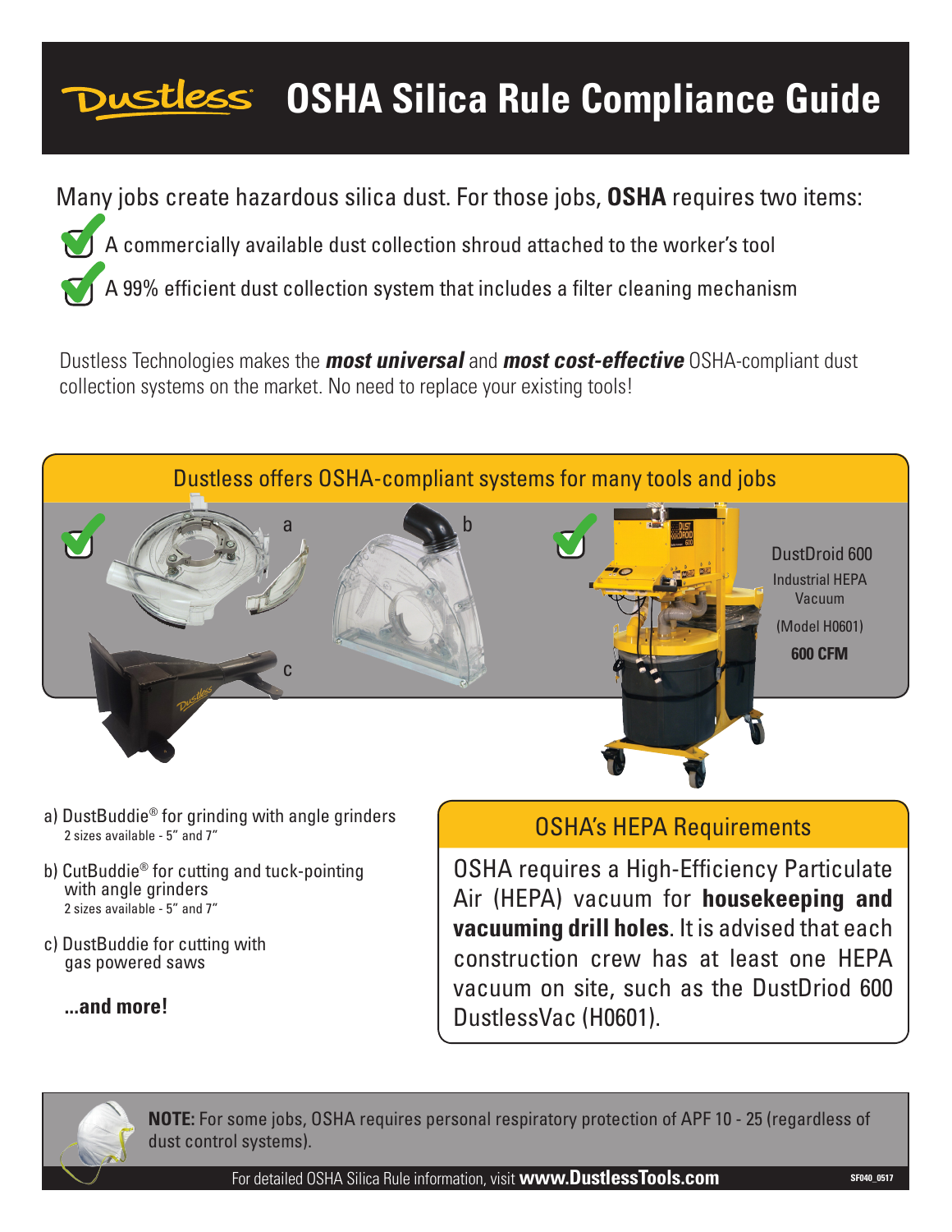# Dustless OSHA Silica Rule Compliance Guide

Many jobs create hazardous silica dust. For those jobs, **OSHA** requires two items:

- ✔ A commercially available dust collection shroud attached to the worker's tool
- ✔ A 99% efficient dust collection system that includes a filter cleaning mechanism

Dustless Technologies makes the ***most universal*** and ***most cost-effective*** OSHA-compliant dust collection systems on the market. No need to replace your existing tools!

## Dustless offers OSHA-compliant systems for many tools and jobs

DustDroid 600
Industrial HEPA Vacuum
(Model H0601)
**600 CFM**

a) DustBuddie® for grinding with angle grinders
2 sizes available - 5" and 7"

b) CutBuddie® for cutting and tuck-pointing with angle grinders
2 sizes available - 5" and 7"

c) DustBuddie for cutting with gas powered saws

**...and more!**

## OSHA's HEPA Requirements

OSHA requires a High-Efficiency Particulate Air (HEPA) vacuum for **housekeeping and vacuuming drill holes**. It is advised that each construction crew has at least one HEPA vacuum on site, such as the DustDriod 600 DustlessVac (H0601).

**NOTE:** For some jobs, OSHA requires personal respiratory protection of APF 10 - 25 (regardless of dust control systems).

For detailed OSHA Silica Rule information, visit **www.DustlessTools.com**

SF040_0517